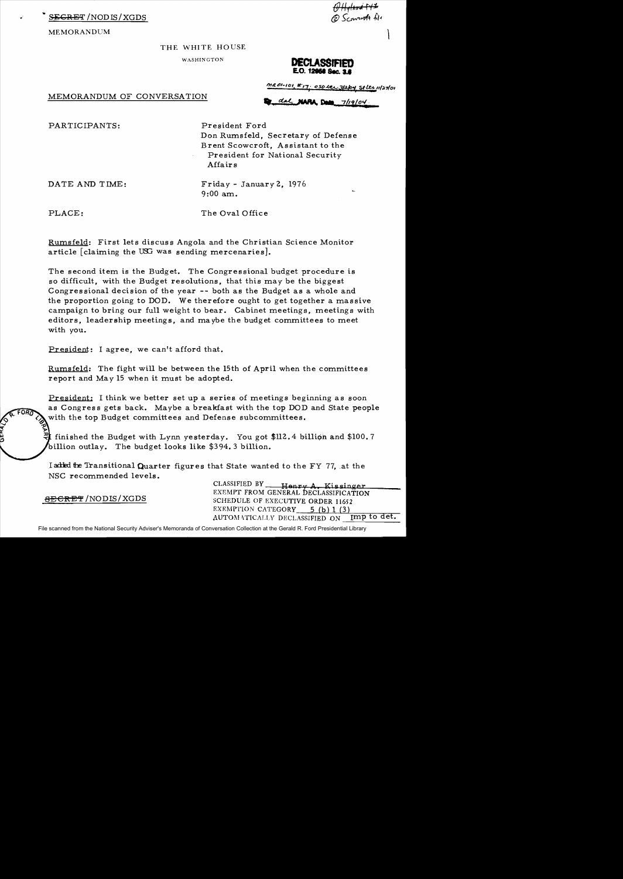SECRET/NODIS/XGDS

MEMORANDUM

THE WHITE HOUSE

WASHINGTON

DECLASSIFIED
E.O. 12958 Sec. 3.6

MR 01-101, #17; OSD ltr 3/2/04; St ltr 11/27/01

By dal NARA, Date 7/19/04

MEMORANDUM OF CONVERSATION

PARTICIPANTS: President Ford
Don Rumsfeld, Secretary of Defense
Brent Scowcroft, Assistant to the President for National Security Affairs

DATE AND TIME: Friday - January 2, 1976
9:00 am.

PLACE: The Oval Office

Rumsfeld: First lets discuss Angola and the Christian Science Monitor article [claiming the USG was sending mercenaries].

The second item is the Budget. The Congressional budget procedure is so difficult, with the Budget resolutions, that this may be the biggest Congressional decision of the year -- both as the Budget as a whole and the proportion going to DOD. We therefore ought to get together a massive campaign to bring our full weight to bear. Cabinet meetings, meetings with editors, leadership meetings, and maybe the budget committees to meet with you.

President: I agree, we can't afford that.

Rumsfeld: The fight will be between the 15th of April when the committees report and May 15 when it must be adopted.

President: I think we better set up a series of meetings beginning as soon as Congress gets back. Maybe a breakfast with the top DOD and State people with the top Budget committees and Defense subcommittees.

I finished the Budget with Lynn yesterday. You got $112.4 billion and $100.7 billion outlay. The budget looks like $394.3 billion.

I added the Transitional Quarter figures that State wanted to the FY 77, at the NSC recommended levels.

SECRET/NODIS/XGDS

CLASSIFIED BY Henry A. Kissinger
EXEMPT FROM GENERAL DECLASSIFICATION
SCHEDULE OF EXECUTIVE ORDER 11652
EXEMPTION CATEGORY 5 (b) 1 (3)
AUTOMATICALLY DECLASSIFIED ON Imp to det.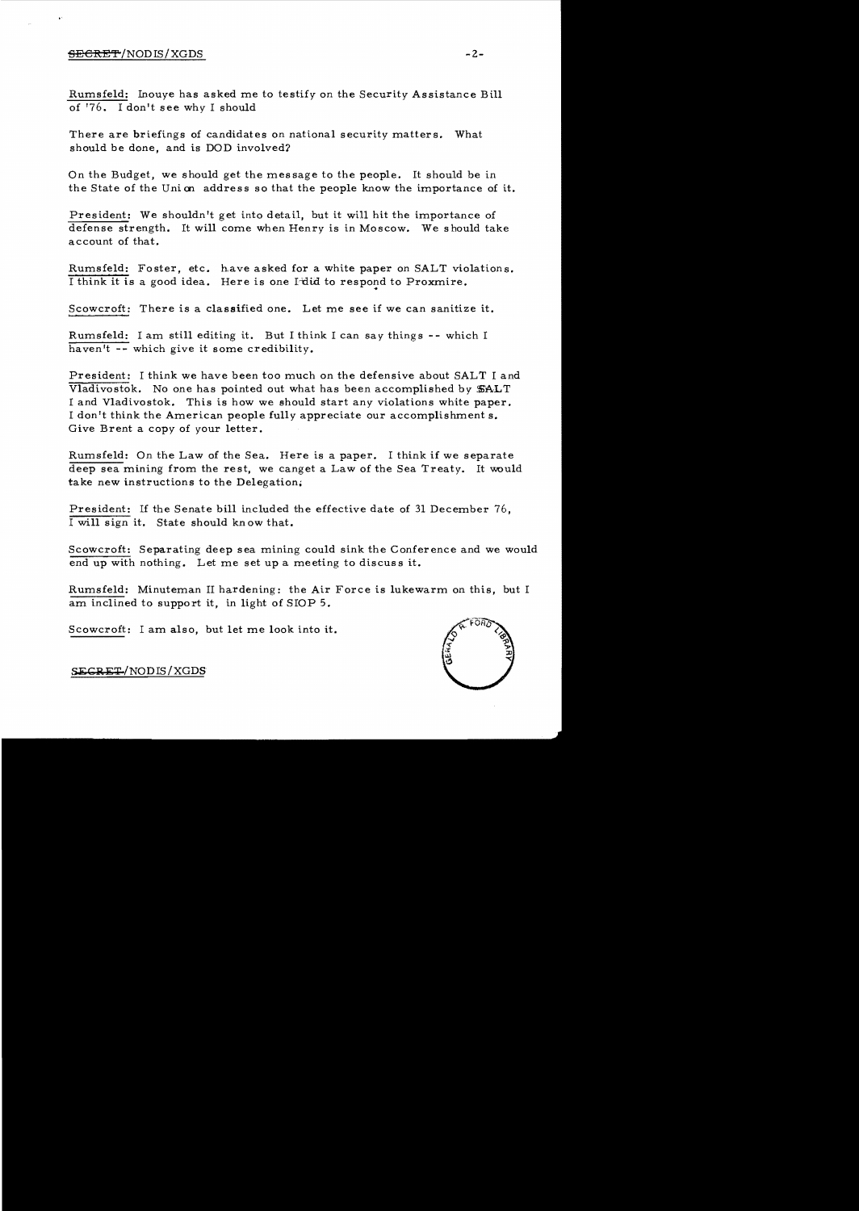Rumsfeld: Inouye has asked me to testify on the Security Assistance Bill of '76. I don't see why I should

There are briefings of candidates on national security matters. What should be done, and is DOD involved?

On the Budget, we should get the message to the people. It should be in the State of the Union address so that the people know the importance of it.

President: We shouldn't get into detail, but it will hit the importance of defense strength. It will come when Henry is in Moscow. We should take account of that.

Rumsfeld: Foster, etc. have asked for a white paper on SALT violations. I think it is a good idea. Here is one I did to respond to Proxmire.

Scowcroft: There is a classified one. Let me see if we can sanitize it.

Rumsfeld: I am still editing it. But I think I can say things -- which I haven't -- which give it some credibility.

President: I think we have been too much on the defensive about SALT I and Vladivostok. No one has pointed out what has been accomplished by SALT I and Vladivostok. This is how we should start any violations white paper. I don't think the American people fully appreciate our accomplishments. Give Brent a copy of your letter.

Rumsfeld: On the Law of the Sea. Here is a paper. I think if we separate deep sea mining from the rest, we canget a Law of the Sea Treaty. It would take new instructions to the Delegation.

President: If the Senate bill included the effective date of 31 December 76, I will sign it. State should know that.

Scowcroft: Separating deep sea mining could sink the Conference and we would end up with nothing. Let me set up a meeting to discuss it.

Rumsfeld: Minuteman II hardening: the Air Force is lukewarm on this, but I am inclined to support it, in light of SIOP 5.

Scowcroft: I am also, but let me look into it.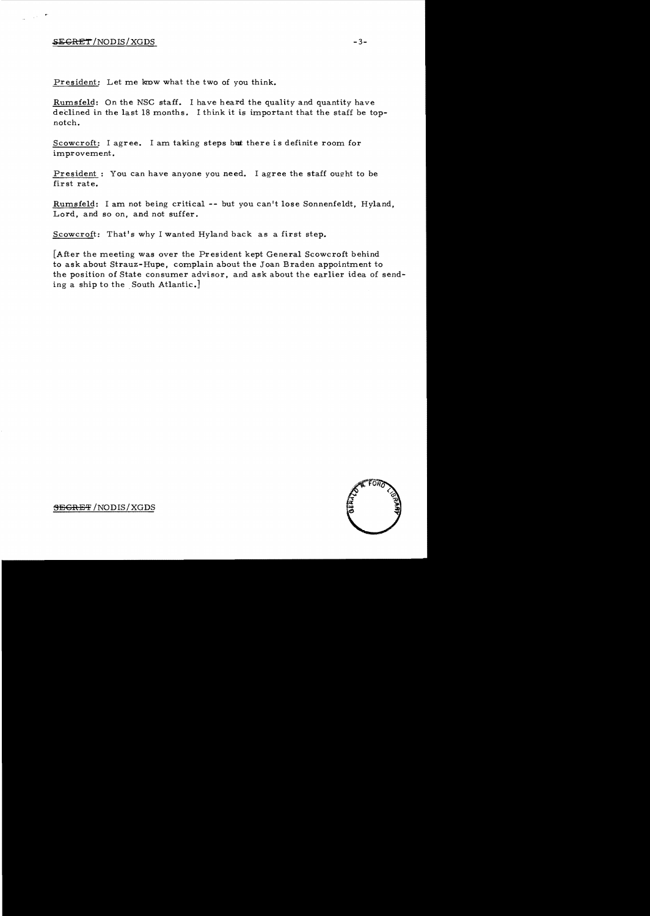President: Let me know what the two of you think.

Rumsfeld: On the NSC staff. I have heard the quality and quantity have declined in the last 18 months. I think it is important that the staff be top-notch.

Scowcroft: I agree. I am taking steps but there is definite room for improvement.

President: You can have anyone you need. I agree the staff ought to be first rate.

Rumsfeld: I am not being critical -- but you can't lose Sonnenfeldt, Hyland, Lord, and so on, and not suffer.

Scowcroft: That's why I wanted Hyland back as a first step.

[After the meeting was over the President kept General Scowcroft behind to ask about Strauz-Hupe, complain about the Joan Braden appointment to the position of State consumer advisor, and ask about the earlier idea of sending a ship to the South Atlantic.]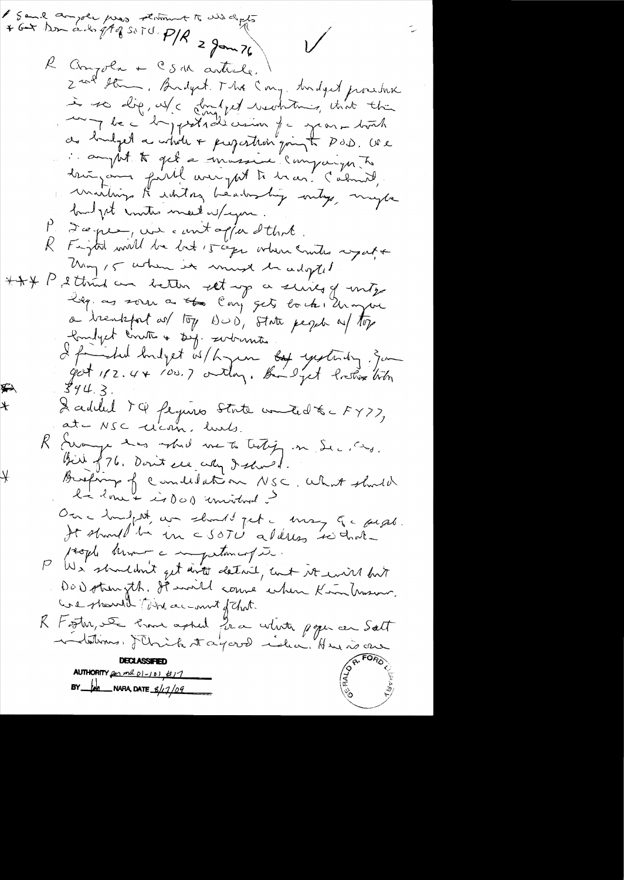✓ Send Angola press statement to all depts
\* Get Don ack of ? SOTU. P/R 2 Jan 76

R Angola + CSM article.
2nd item. Budget. The Cong. budget procedure is so dif. w/c cong. budget resolutions, that there may be a big fight/decision for year – both on budget as whole + proportion going to DOD. We ought to get a massive campaign to bring our full weight to bear. Cabinet, meetings to visiting leadership mtgs, maybe budget cmtes meet w/you.

P Jaypee, we can't agree that.

R Fight will be last 15 days when cmtes report + May 15 when it must be adopted.

\*\*\* P I think we better set up a series of mtgs. e.g. as soon as Cong gets back, have a breakfast w/ top DOD, State people w/ top budget cmte + dep. subcmte.
I finished budget w/Lynn yesterday. You got 112.4 + 100.7 outlay. Budget less than 394.3.

\* I added TQ figures State wanted to FY77, at NSC recom. levels.

R Sonnenfeldt has asked me to testify on Sec. Ass. bill of 76. Don't see why I should.

\* Briefing of Candidates on NSC. What should be done + is DOD involved?
On budget, we should get many of the people. It should be in SOTU address so that people know importance of it.

P We shouldn't get into detail, but it will hit DOD strength. It will come when Kissinger, we should [?] account of that.

R Foster, etc. have asked for a white paper on Salt violations. I think that is a good idea. Here is one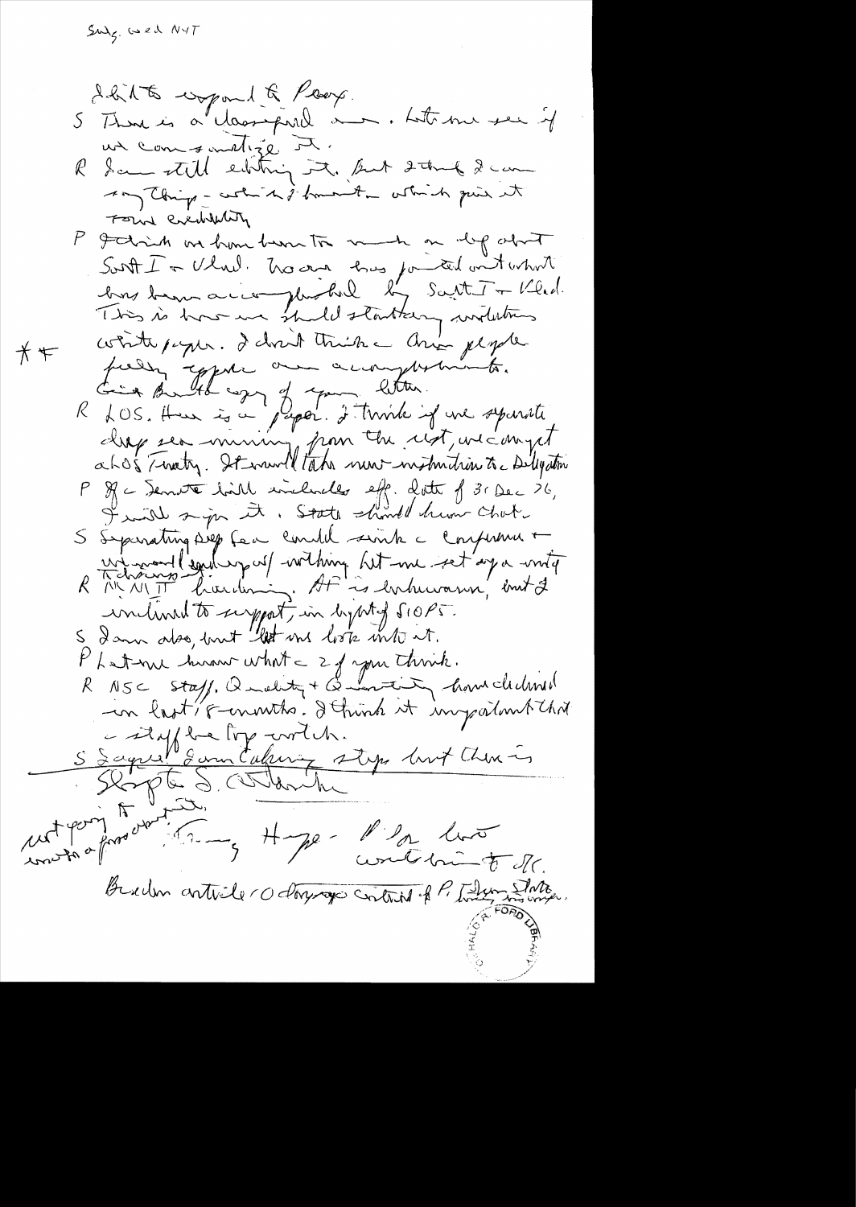Subj. Wed NYT

I'd like to respond to Percy.

S There is a classified one. Let me see if we can sanitize it.

R I am still editing it. But I think I can say things – which I think would prove its own credibility.

P I think we have been too much on defensive about SALT I & Vlad. Rowny has pointed out what has been accomplished by SALT I & Vlad. This is how we should start any withdrawal white paper. I don't think American people fully appreciate our accomplishments.

Give Bartlett copy of your letter. **

R LOS. Here is a paper. I think if we separate deep sea mining from the rest, we can get a LOS Treaty. It would take new instruction to Delegation.

P If a Senate bill includes eff. date of 31 Dec 76, I will sign it. State should know that.

S Separating deep sea could sink a Conference & we would end up w/ nothing. Let me set up a meeting.

R MX/NIT hardening. AF is lukewarm, but I inclined to support, in light of SIOPS.

S I am also, but let me look into it.

P Let me know what 2 of you think.

R NSC staff. Quality & Quantity have declined in last 18 months. I think it important that a staff be top notch.

S I agree. I am taking steps but there is Slopte S. Attack

not going to ... write a ... Hype – I'll have written to BC.

Brzezinski article 10 days ago critical of P, Timing, strategy.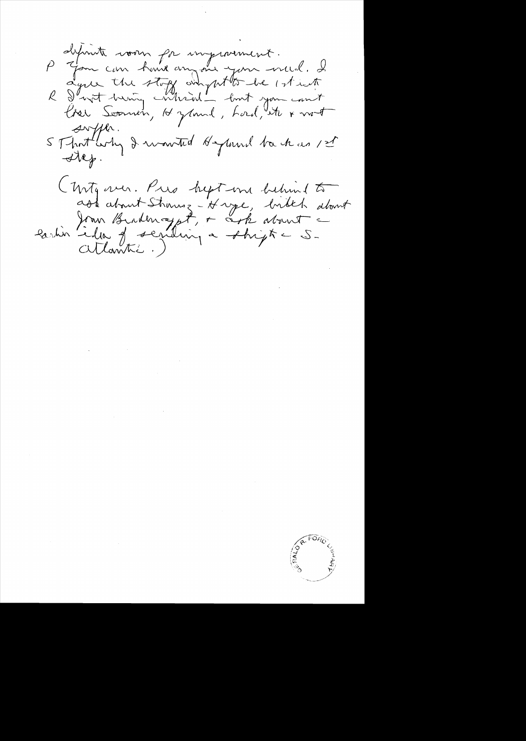definite room for improvement.

P You can have anyone you need. I agree the staff ought to be 1st rate

R I'm not being critical — but you can't lose Sonnen, Hyland, Lord, etc & not suffer.

S That's why I wanted Hyland back as 1st step.

(Mtg over. Pres kept me behind to ask about Strausz-Hupe, bitch about Joan Braden appt, & ask about earlier idea of sending a ship to S. Atlantic.)